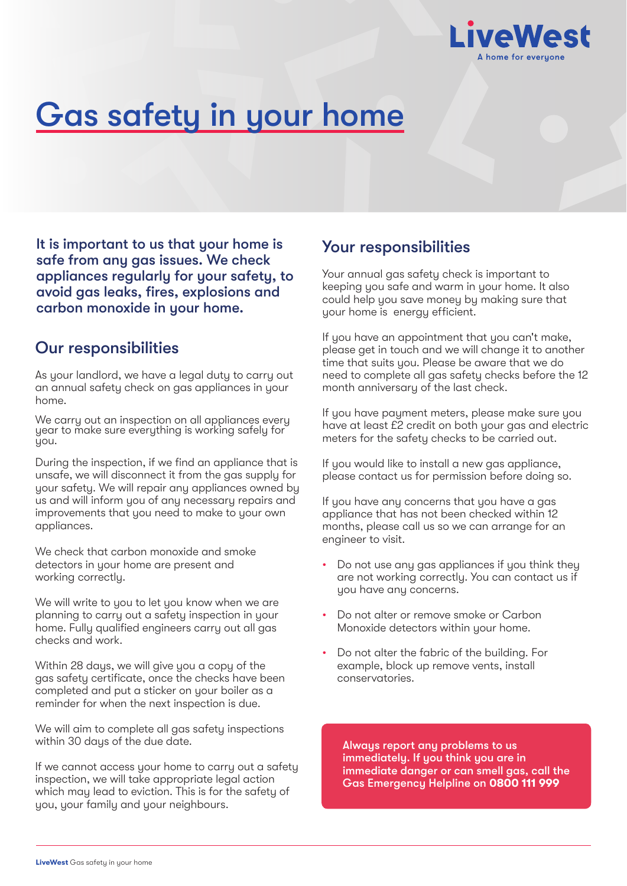LiveWest

A home for everyone

# Gas safety in your home

**It is important to us that your home is safe from any gas issues. We check appliances regularly for your safety, to avoid gas leaks, fires, explosions and carbon monoxide in your home.**

## Our responsibilities

As your landlord, we have a legal duty to carry out an annual safety check on gas appliances in your home.

We carry out an inspection on all appliances every year to make sure everything is working safely for you.

During the inspection, if we find an appliance that is unsafe, we will disconnect it from the gas supply for your safety. We will repair any appliances owned by us and will inform you of any necessary repairs and improvements that you need to make to your own appliances.

We check that carbon monoxide and smoke detectors in your home are present and working correctly.

We will write to you to let you know when we are planning to carry out a safety inspection in your home. Fully qualified engineers carry out all gas checks and work.

Within 28 days, we will give you a copy of the gas safety certificate, once the checks have been completed and put a sticker on your boiler as a reminder for when the next inspection is due.

We will aim to complete all gas safety inspections within 30 days of the due date.

If we cannot access your home to carry out a safety inspection, we will take appropriate legal action which may lead to eviction. This is for the safety of you, your family and your neighbours.

## Your responsibilities

Your annual gas safety check is important to keeping you safe and warm in your home. It also could help you save money by making sure that your home is energy efficient.

If you have an appointment that you can't make, please get in touch and we will change it to another time that suits you. Please be aware that we do need to complete all gas safety checks before the 12 month anniversary of the last check.

If you have payment meters, please make sure you have at least £2 credit on both your gas and electric meters for the safety checks to be carried out.

If you would like to install a new gas appliance, please contact us for permission before doing so.

If you have any concerns that you have a gas appliance that has not been checked within 12 months, please call us so we can arrange for an engineer to visit.

- Do not use any gas appliances if you think they are not working correctly. You can contact us if you have any concerns.
- Do not alter or remove smoke or Carbon Monoxide detectors within your home.
- Do not alter the fabric of the building. For example, block up remove vents, install conservatories.

**Always report any problems to us immediately. If you think you are in immediate danger or can smell gas, call the Gas Emergency Helpline on 0800 111 999**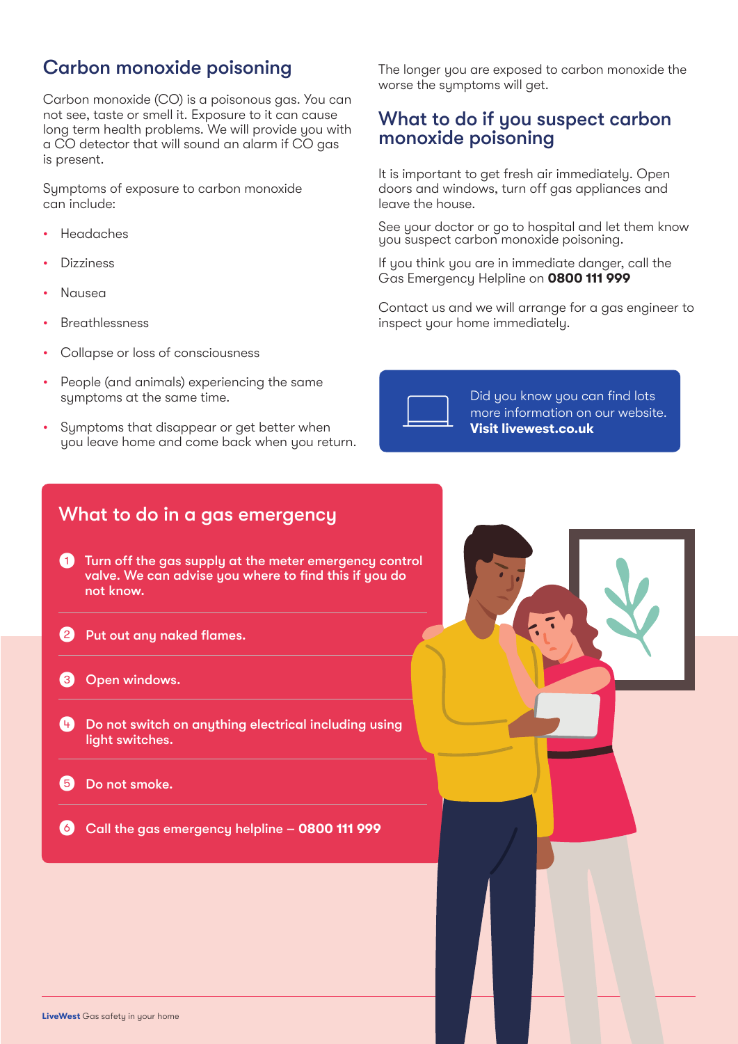## Carbon monoxide poisoning

Carbon monoxide (CO) is a poisonous gas. You can not see, taste or smell it. Exposure to it can cause long term health problems. We will provide you with a CO detector that will sound an alarm if CO gas is present.

Symptoms of exposure to carbon monoxide can include:

- Headaches
- Dizziness
- Nausea
- Breathlessness
- Collapse or loss of consciousness
- People (and animals) experiencing the same symptoms at the same time.
- Symptoms that disappear or get better when you leave home and come back when you return.

The longer you are exposed to carbon monoxide the worse the symptoms will get.

## What to do if you suspect carbon monoxide poisoning

It is important to get fresh air immediately. Open doors and windows, turn off gas appliances and leave the house.

See your doctor or go to hospital and let them know you suspect carbon monoxide poisoning.

If you think you are in immediate danger, call the Gas Emergency Helpline on **0800 111 999**

Contact us and we will arrange for a gas engineer to inspect your home immediately.

Did you know you can find lots more information on our website. **Visit livewest.co.uk**

## What to do in a gas emergency

1. **Turn off the gas supply at the meter emergency control valve. We can advise you where to find this if you do not know.**
2. **Put out any naked flames.**
3. **Open windows.**
4. **Do not switch on anything electrical including using light switches.**
5. **Do not smoke.**
6. **Call the gas emergency helpline – 0800 111 999**